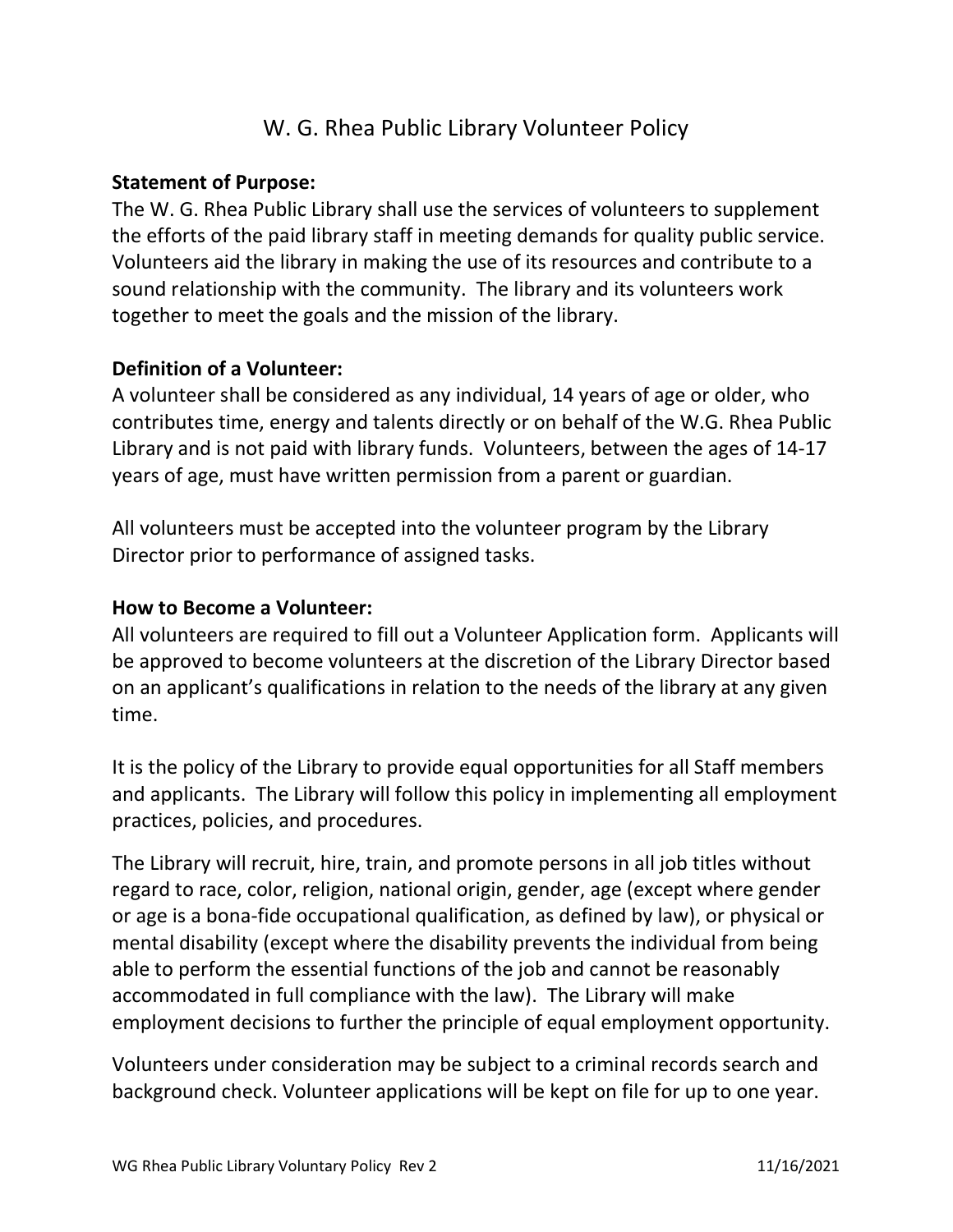# W. G. Rhea Public Library Volunteer Policy

**Statement of Purpose:**
The W. G. Rhea Public Library shall use the services of volunteers to supplement the efforts of the paid library staff in meeting demands for quality public service. Volunteers aid the library in making the use of its resources and contribute to a sound relationship with the community. The library and its volunteers work together to meet the goals and the mission of the library.

**Definition of a Volunteer:**
A volunteer shall be considered as any individual, 14 years of age or older, who contributes time, energy and talents directly or on behalf of the W.G. Rhea Public Library and is not paid with library funds. Volunteers, between the ages of 14-17 years of age, must have written permission from a parent or guardian.

All volunteers must be accepted into the volunteer program by the Library Director prior to performance of assigned tasks.

**How to Become a Volunteer:**
All volunteers are required to fill out a Volunteer Application form. Applicants will be approved to become volunteers at the discretion of the Library Director based on an applicant's qualifications in relation to the needs of the library at any given time.

It is the policy of the Library to provide equal opportunities for all Staff members and applicants. The Library will follow this policy in implementing all employment practices, policies, and procedures.

The Library will recruit, hire, train, and promote persons in all job titles without regard to race, color, religion, national origin, gender, age (except where gender or age is a bona-fide occupational qualification, as defined by law), or physical or mental disability (except where the disability prevents the individual from being able to perform the essential functions of the job and cannot be reasonably accommodated in full compliance with the law). The Library will make employment decisions to further the principle of equal employment opportunity.

Volunteers under consideration may be subject to a criminal records search and background check. Volunteer applications will be kept on file for up to one year.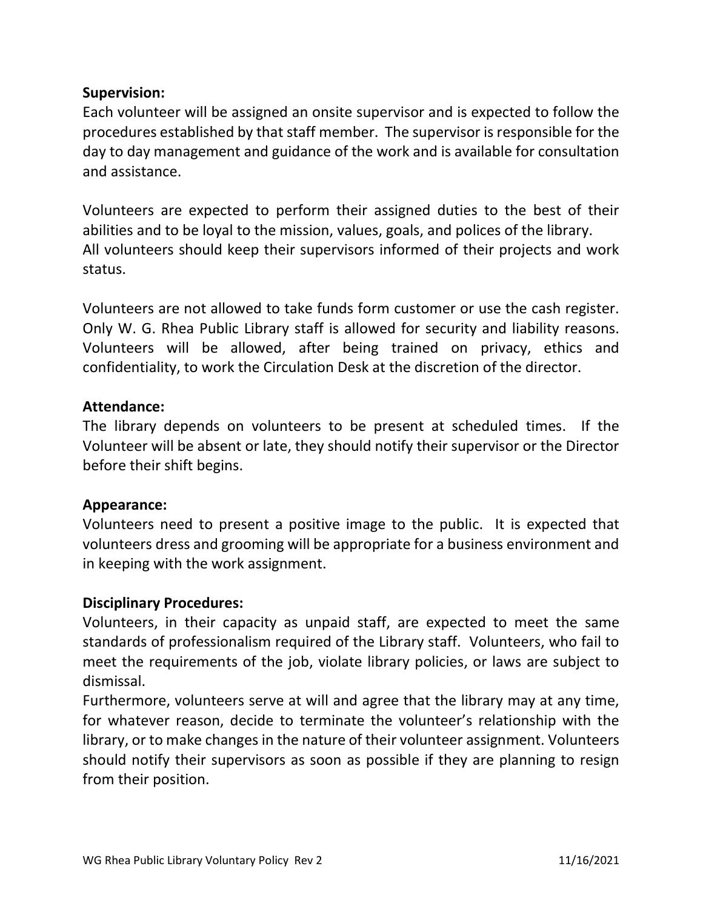**Supervision:**
Each volunteer will be assigned an onsite supervisor and is expected to follow the procedures established by that staff member. The supervisor is responsible for the day to day management and guidance of the work and is available for consultation and assistance.

Volunteers are expected to perform their assigned duties to the best of their abilities and to be loyal to the mission, values, goals, and polices of the library.
All volunteers should keep their supervisors informed of their projects and work status.

Volunteers are not allowed to take funds form customer or use the cash register. Only W. G. Rhea Public Library staff is allowed for security and liability reasons. Volunteers will be allowed, after being trained on privacy, ethics and confidentiality, to work the Circulation Desk at the discretion of the director.

**Attendance:**
The library depends on volunteers to be present at scheduled times. If the Volunteer will be absent or late, they should notify their supervisor or the Director before their shift begins.

**Appearance:**
Volunteers need to present a positive image to the public. It is expected that volunteers dress and grooming will be appropriate for a business environment and in keeping with the work assignment.

**Disciplinary Procedures:**
Volunteers, in their capacity as unpaid staff, are expected to meet the same standards of professionalism required of the Library staff. Volunteers, who fail to meet the requirements of the job, violate library policies, or laws are subject to dismissal.
Furthermore, volunteers serve at will and agree that the library may at any time, for whatever reason, decide to terminate the volunteer's relationship with the library, or to make changes in the nature of their volunteer assignment. Volunteers should notify their supervisors as soon as possible if they are planning to resign from their position.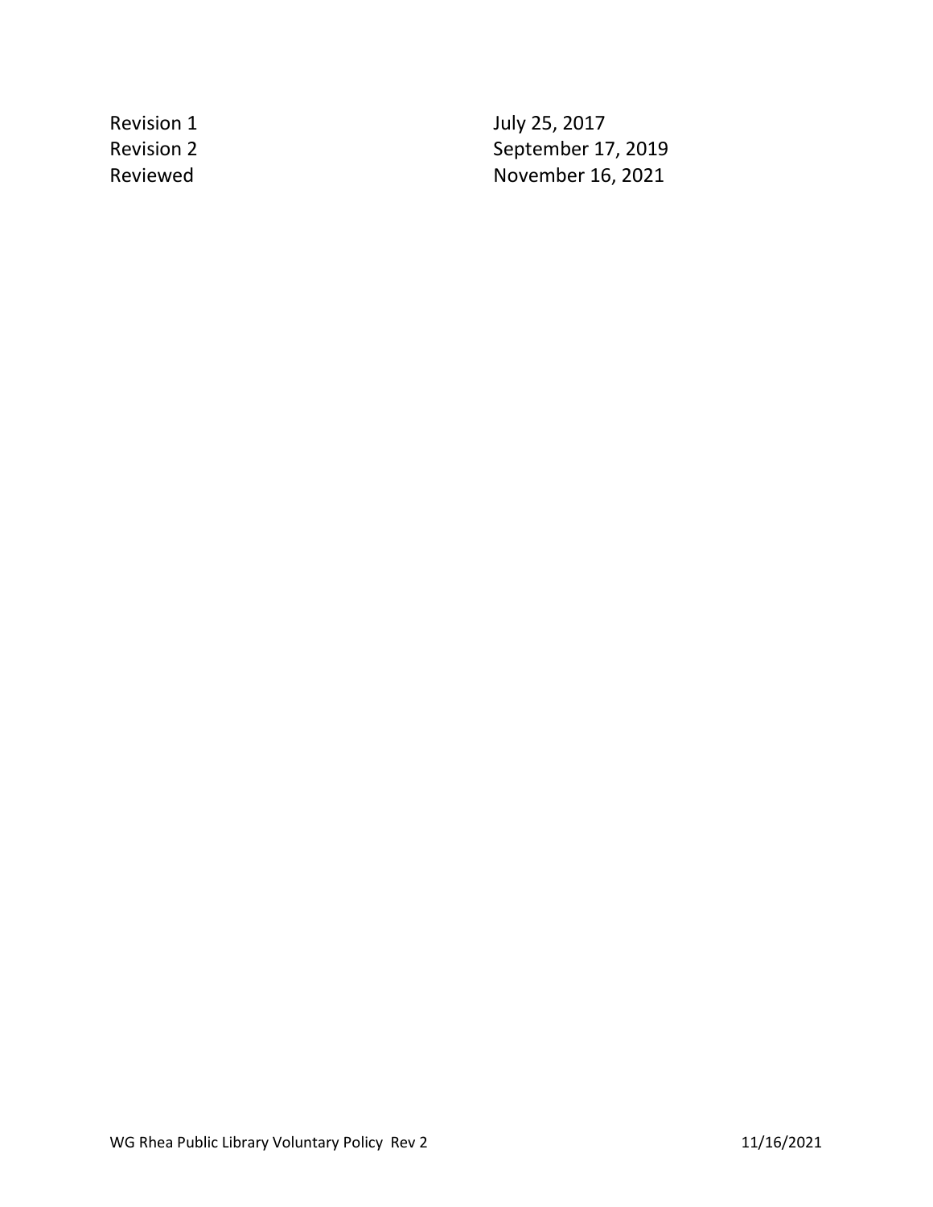| | |
|---|---|
| Revision 1 | July 25, 2017 |
| Revision 2 | September 17, 2019 |
| Reviewed | November 16, 2021 |